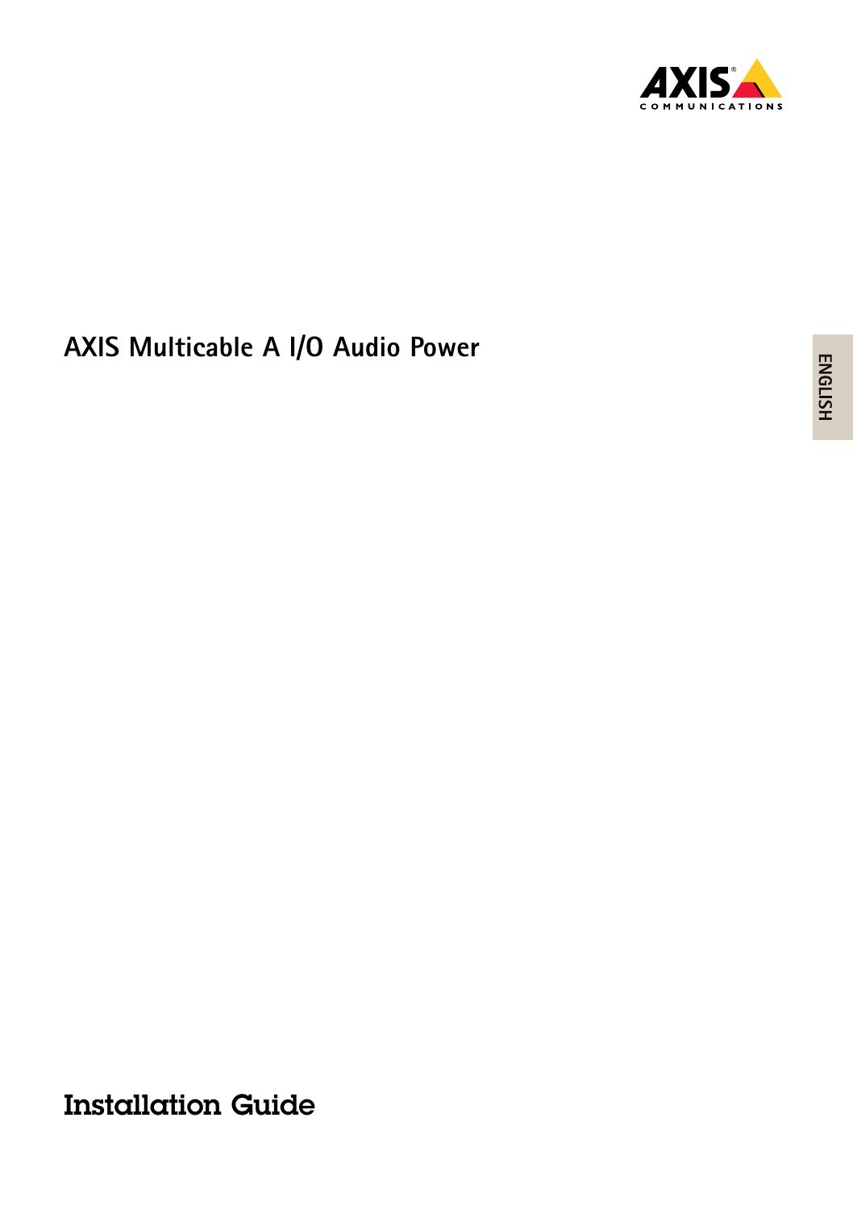# AXIS Multicable A I/O Audio Power

ENGLISH

## Installation Guide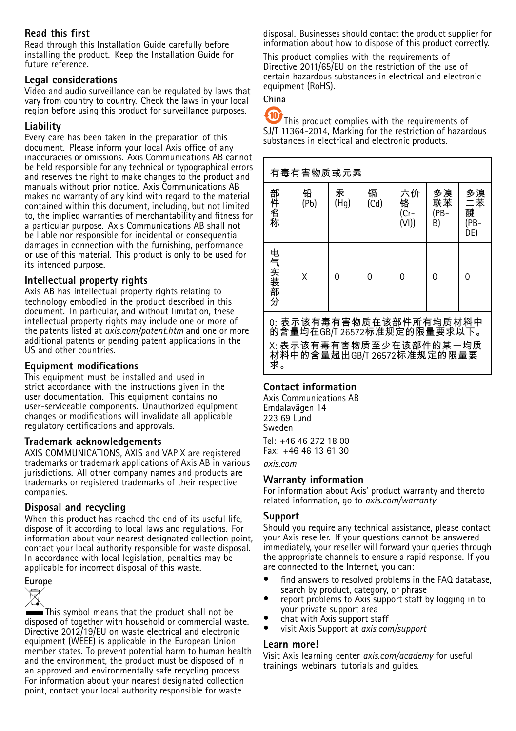## Read this first

Read through this Installation Guide carefully before installing the product. Keep the Installation Guide for future reference.

## Legal considerations

Video and audio surveillance can be regulated by laws that vary from country to country. Check the laws in your local region before using this product for surveillance purposes.

## Liability

Every care has been taken in the preparation of this document. Please inform your local Axis office of any inaccuracies or omissions. Axis Communications AB cannot be held responsible for any technical or typographical errors and reserves the right to make changes to the product and manuals without prior notice. Axis Communications AB makes no warranty of any kind with regard to the material contained within this document, including, but not limited to, the implied warranties of merchantability and fitness for a particular purpose. Axis Communications AB shall not be liable nor responsible for incidental or consequential damages in connection with the furnishing, performance or use of this material. This product is only to be used for its intended purpose.

## Intellectual property rights

Axis AB has intellectual property rights relating to technology embodied in the product described in this document. In particular, and without limitation, these intellectual property rights may include one or more of the patents listed at *axis.com/patent.htm* and one or more additional patents or pending patent applications in the US and other countries.

## Equipment modifications

This equipment must be installed and used in strict accordance with the instructions given in the user documentation. This equipment contains no user-serviceable components. Unauthorized equipment changes or modifications will invalidate all applicable regulatory certifications and approvals.

## Trademark acknowledgements

AXIS COMMUNICATIONS, AXIS and VAPIX are registered trademarks or trademark applications of Axis AB in various jurisdictions. All other company names and products are trademarks or registered trademarks of their respective companies.

## Disposal and recycling

When this product has reached the end of its useful life, dispose of it according to local laws and regulations. For information about your nearest designated collection point, contact your local authority responsible for waste disposal. In accordance with local legislation, penalties may be applicable for incorrect disposal of this waste.

### Europe

This symbol means that the product shall not be disposed of together with household or commercial waste. Directive 2012/19/EU on waste electrical and electronic equipment (WEEE) is applicable in the European Union member states. To prevent potential harm to human health and the environment, the product must be disposed of in an approved and environmentally safe recycling process. For information about your nearest designated collection point, contact your local authority responsible for waste disposal. Businesses should contact the product supplier for information about how to dispose of this product correctly.

This product complies with the requirements of Directive 2011/65/EU on the restriction of the use of certain hazardous substances in electrical and electronic equipment (RoHS).

### China

This product complies with the requirements of SJ/T 11364-2014, Marking for the restriction of hazardous substances in electrical and electronic products.

| 有毒有害物质或元素 | | | | | | |
|---|---|---|---|---|---|---|
| 部件名称 | 铅 (Pb) | 汞 (Hg) | 镉 (Cd) | 六价铬 (Cr-(VI)) | 多溴联苯 (PB-B) | 多溴二苯醚 (PB-DE) |
| 电气实装部分 | X | 0 | 0 | 0 | 0 | 0 |

0: 表示该有毒有害物质在该部件所有均质材料中的含量均在GB/T 26572标准规定的限量要求以下。

X: 表示该有毒有害物质至少在该部件的某一均质材料中的含量超出GB/T 26572标准规定的限量要求。

## Contact information

Axis Communications AB
Emdalavägen 14
223 69 Lund
Sweden

Tel: +46 46 272 18 00
Fax: +46 46 13 61 30

*axis.com*

## Warranty information

For information about Axis' product warranty and thereto related information, go to *axis.com/warranty*

## Support

Should you require any technical assistance, please contact your Axis reseller. If your questions cannot be answered immediately, your reseller will forward your queries through the appropriate channels to ensure a rapid response. If you are connected to the Internet, you can:

- find answers to resolved problems in the FAQ database, search by product, category, or phrase
- report problems to Axis support staff by logging in to your private support area
- chat with Axis support staff
- visit Axis Support at *axis.com/support*

## Learn more!

Visit Axis learning center *axis.com/academy* for useful trainings, webinars, tutorials and guides.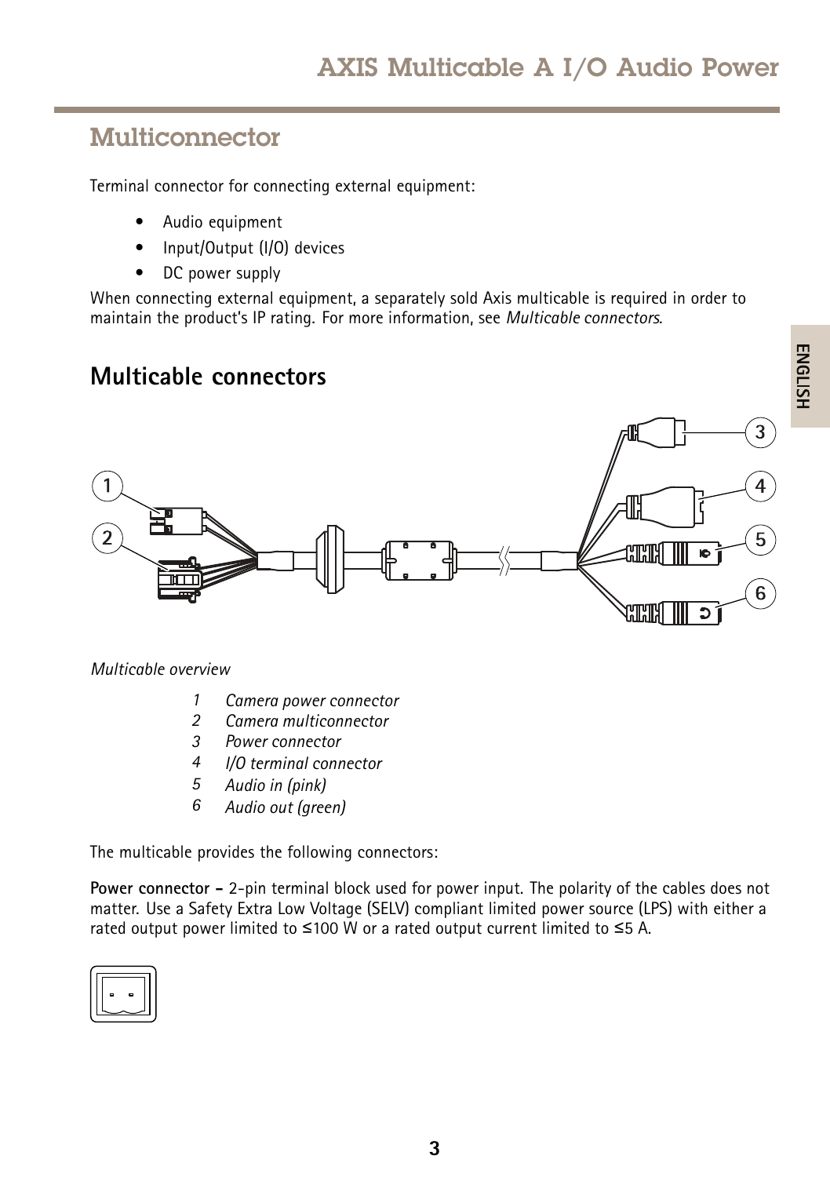## Multiconnector

Terminal connector for connecting external equipment:

- Audio equipment
- Input/Output (I/O) devices
- DC power supply

When connecting external equipment, a separately sold Axis multicable is required in order to maintain the product's IP rating. For more information, see *Multicable connectors*.

## Multicable connectors

*Multicable overview*

1. *Camera power connector*
2. *Camera multiconnector*
3. *Power connector*
4. *I/O terminal connector*
5. *Audio in (pink)*
6. *Audio out (green)*

The multicable provides the following connectors:

**Power connector –** 2-pin terminal block used for power input. The polarity of the cables does not matter. Use a Safety Extra Low Voltage (SELV) compliant limited power source (LPS) with either a rated output power limited to ≤100 W or a rated output current limited to ≤5 A.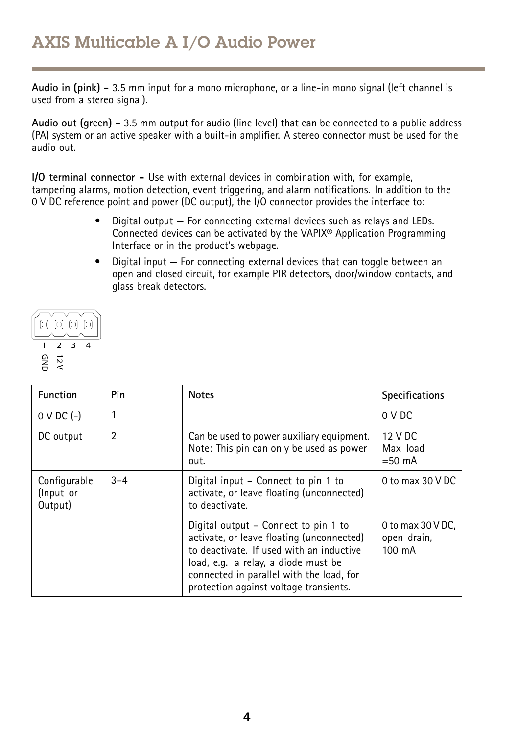# AXIS Multicable A I/O Audio Power

**Audio in (pink) –** 3.5 mm input for a mono microphone, or a line-in mono signal (left channel is used from a stereo signal).

**Audio out (green) –** 3.5 mm output for audio (line level) that can be connected to a public address (PA) system or an active speaker with a built-in amplifier. A stereo connector must be used for the audio out.

**I/O terminal connector –** Use with external devices in combination with, for example, tampering alarms, motion detection, event triggering, and alarm notifications. In addition to the 0 V DC reference point and power (DC output), the I/O connector provides the interface to:

- Digital output — For connecting external devices such as relays and LEDs. Connected devices can be activated by the VAPIX® Application Programming Interface or in the product's webpage.
- Digital input — For connecting external devices that can toggle between an open and closed circuit, for example PIR detectors, door/window contacts, and glass break detectors.

1 2 3 4

GND 12V

| Function | Pin | Notes | Specifications |
|---|---|---|---|
| 0 V DC (-) | 1 | | 0 V DC |
| DC output | 2 | Can be used to power auxiliary equipment. Note: This pin can only be used as power out. | 12 V DC Max load =50 mA |
| Configurable (Input or Output) | 3–4 | Digital input – Connect to pin 1 to activate, or leave floating (unconnected) to deactivate. | 0 to max 30 V DC |
| | | Digital output – Connect to pin 1 to activate, or leave floating (unconnected) to deactivate. If used with an inductive load, e.g. a relay, a diode must be connected in parallel with the load, for protection against voltage transients. | 0 to max 30 V DC, open drain, 100 mA |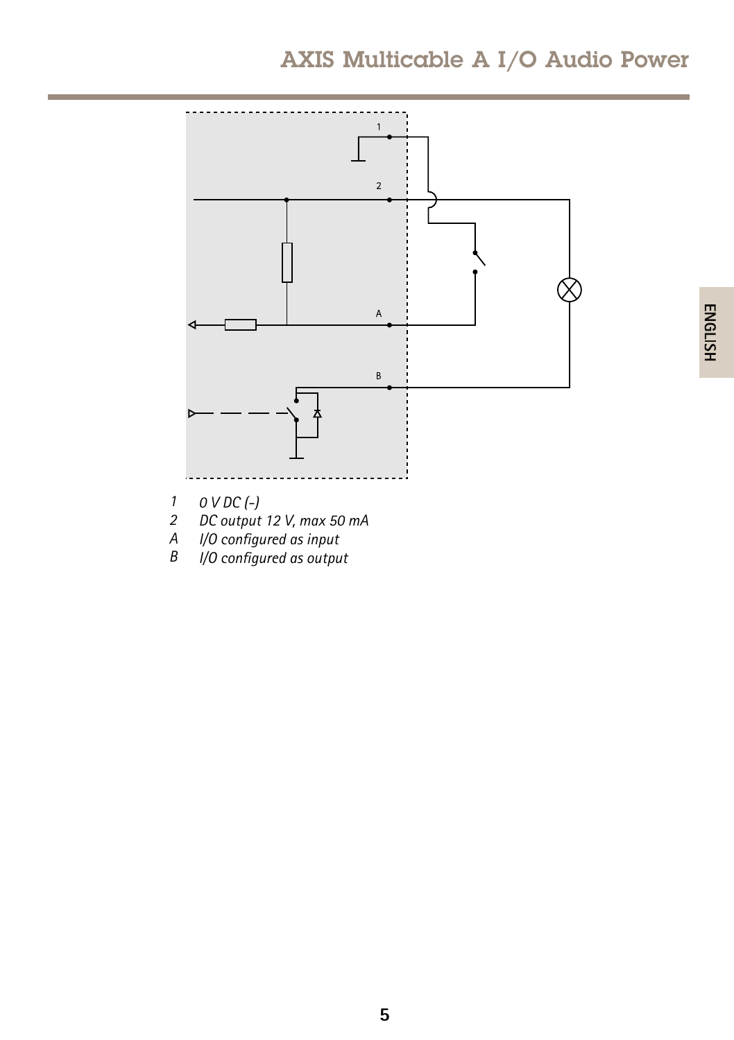1 *0 V DC (-)*

2 *DC output 12 V, max 50 mA*

A *I/O configured as input*

B *I/O configured as output*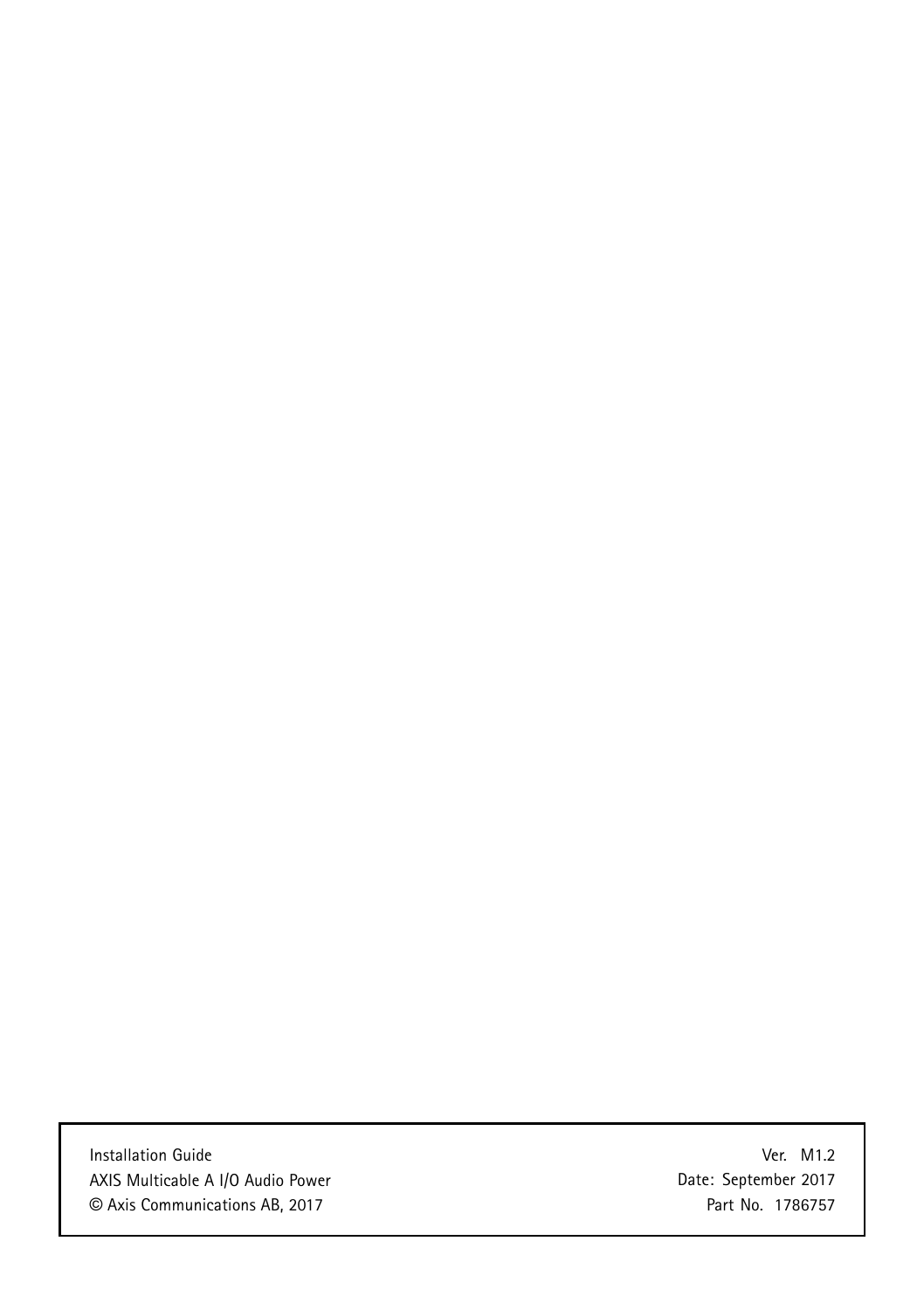Installation Guide
AXIS Multicable A I/O Audio Power
© Axis Communications AB, 2017

Ver. M1.2
Date: September 2017
Part No. 1786757